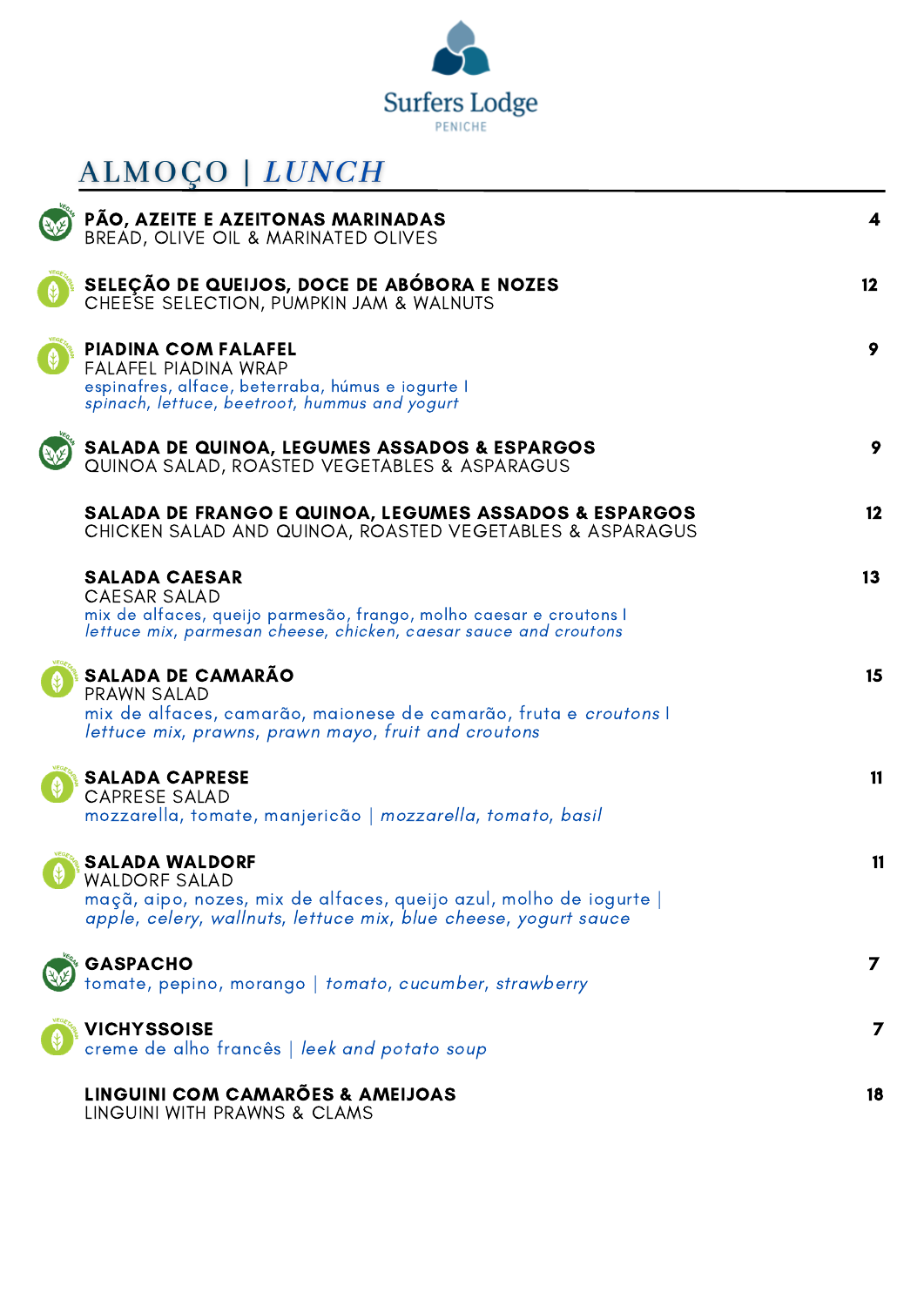# Surfers Lodge

PENICHE

## ALMOÇO | *LUNCH*

**PÃO, AZEITE E AZEITONAS MARINADAS** — 4
BREAD, OLIVE OIL & MARINATED OLIVES

**SELEÇÃO DE QUEIJOS, DOCE DE ABÓBORA E NOZES** — 12
CHEESE SELECTION, PUMPKIN JAM & WALNUTS

**PIADINA COM FALAFEL** — 9
FALAFEL PIADINA WRAP
espinafres, alface, beterraba, húmus e iogurte |
*spinach, lettuce, beetroot, hummus and yogurt*

**SALADA DE QUINOA, LEGUMES ASSADOS & ESPARGOS** — 9
QUINOA SALAD, ROASTED VEGETABLES & ASPARAGUS

**SALADA DE FRANGO E QUINOA, LEGUMES ASSADOS & ESPARGOS** — 12
CHICKEN SALAD AND QUINOA, ROASTED VEGETABLES & ASPARAGUS

**SALADA CAESAR** — 13
CAESAR SALAD
mix de alfaces, queijo parmesão, frango, molho caesar e croutons |
*lettuce mix, parmesan cheese, chicken, caesar sauce and croutons*

**SALADA DE CAMARÃO** — 15
PRAWN SALAD
mix de alfaces, camarão, maionese de camarão, fruta e *croutons* |
*lettuce mix, prawns, prawn mayo, fruit and croutons*

**SALADA CAPRESE** — 11
CAPRESE SALAD
mozzarella, tomate, manjericão | *mozzarella, tomato, basil*

**SALADA WALDORF** — 11
WALDORF SALAD
maçã, aipo, nozes, mix de alfaces, queijo azul, molho de iogurte |
*apple, celery, wallnuts, lettuce mix, blue cheese, yogurt sauce*

**GASPACHO** — 7
tomate, pepino, morango | *tomato, cucumber, strawberry*

**VICHYSSOISE** — 7
creme de alho francês | *leek and potato soup*

**LINGUINI COM CAMARÕES & AMEIJOAS** — 18
LINGUINI WITH PRAWNS & CLAMS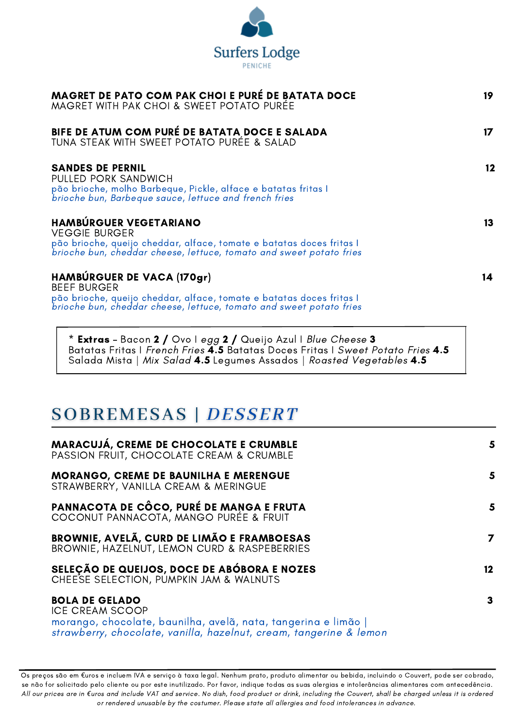Surfers Lodge
PENICHE

**MAGRET DE PATO COM PAK CHOI E PURÉ DE BATATA DOCE** — **19**
MAGRET WITH PAK CHOI & SWEET POTATO PURÉE

**BIFE DE ATUM COM PURÉ DE BATATA DOCE E SALADA** — **17**
TUNA STEAK WITH SWEET POTATO PURÉE & SALAD

**SANDES DE PERNIL** — **12**
PULLED PORK SANDWICH
pão brioche, molho Barbeque, Pickle, alface e batatas fritas I
*brioche bun, Barbeque sauce, lettuce and french fries*

**HAMBÚRGUER VEGETARIANO** — **13**
VEGGIE BURGER
pão brioche, queijo cheddar, alface, tomate e batatas doces fritas I
*brioche bun, cheddar cheese, lettuce, tomato and sweet potato fries*

**HAMBÚRGUER DE VACA (170gr)** — **14**
BEEF BURGER
pão brioche, queijo cheddar, alface, tomate e batatas doces fritas I
*brioche bun, cheddar cheese, lettuce, tomato and sweet potato fries*

> * **Extras** – Bacon **2 /** Ovo I *egg* **2 /** Queijo Azul I *Blue Cheese* **3**
> Batatas Fritas I *French Fries* **4.5** Batatas Doces Fritas I *Sweet Potato Fries* **4.5**
> Salada Mista | *Mix Salad* **4.5** Legumes Assados | *Roasted Vegetables* **4.5**

## SOBREMESAS | *DESSERT*

**MARACUJÁ, CREME DE CHOCOLATE E CRUMBLE** — **5**
PASSION FRUIT, CHOCOLATE CREAM & CRUMBLE

**MORANGO, CREME DE BAUNILHA E MERENGUE** — **5**
STRAWBERRY, VANILLA CREAM & MERINGUE

**PANNACOTA DE CÔCO, PURÉ DE MANGA E FRUTA** — **5**
COCONUT PANNACOTA, MANGO PURÉE & FRUIT

**BROWNIE, AVELÃ, CURD DE LIMÃO E FRAMBOESAS** — **7**
BROWNIE, HAZELNUT, LEMON CURD & RASPEBERRIES

**SELEÇÃO DE QUEIJOS, DOCE DE ABÓBORA E NOZES** — **12**
CHEESE SELECTION, PUMPKIN JAM & WALNUTS

**BOLA DE GELADO** — **3**
ICE CREAM SCOOP
morango, chocolate, baunilha, avelã, nata, tangerina e limão |
*strawberry, chocolate, vanilla, hazelnut, cream, tangerine & lemon*

Os preços são em €uros e incluem IVA e serviço à taxa legal. Nenhum prato, produto alimentar ou bebida, incluindo o Couvert, pode ser cobrado, se não for solicitado pelo cliente ou por este inutilizado. Por favor, indique todas as suas alergias e intolerâncias alimentares com antecedência.
*All our prices are in €uros and include VAT and service. No dish, food product or drink, including the Couvert, shall be charged unless it is ordered or rendered unusable by the costumer. Please state all allergies and food intolerances in advance.*